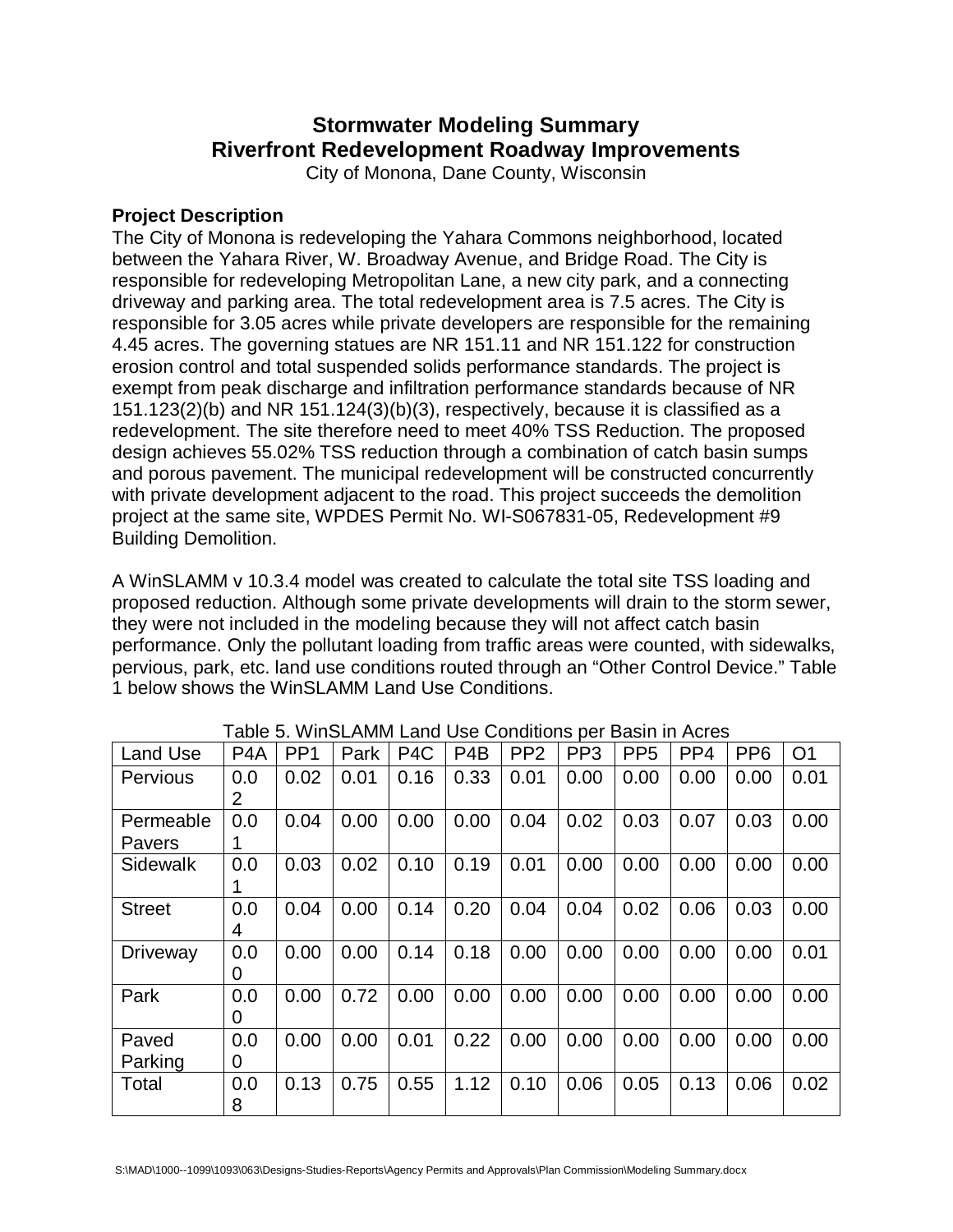# Stormwater Modeling Summary
# Riverfront Redevelopment Roadway Improvements

City of Monona, Dane County, Wisconsin

### Project Description

The City of Monona is redeveloping the Yahara Commons neighborhood, located between the Yahara River, W. Broadway Avenue, and Bridge Road. The City is responsible for redeveloping Metropolitan Lane, a new city park, and a connecting driveway and parking area. The total redevelopment area is 7.5 acres. The City is responsible for 3.05 acres while private developers are responsible for the remaining 4.45 acres. The governing statues are NR 151.11 and NR 151.122 for construction erosion control and total suspended solids performance standards. The project is exempt from peak discharge and infiltration performance standards because of NR 151.123(2)(b) and NR 151.124(3)(b)(3), respectively, because it is classified as a redevelopment. The site therefore need to meet 40% TSS Reduction. The proposed design achieves 55.02% TSS reduction through a combination of catch basin sumps and porous pavement. The municipal redevelopment will be constructed concurrently with private development adjacent to the road. This project succeeds the demolition project at the same site, WPDES Permit No. WI-S067831-05, Redevelopment #9 Building Demolition.

A WinSLAMM v 10.3.4 model was created to calculate the total site TSS loading and proposed reduction. Although some private developments will drain to the storm sewer, they were not included in the modeling because they will not affect catch basin performance. Only the pollutant loading from traffic areas were counted, with sidewalks, pervious, park, etc. land use conditions routed through an "Other Control Device." Table 1 below shows the WinSLAMM Land Use Conditions.

Table 5. WinSLAMM Land Use Conditions per Basin in Acres

| Land Use | P4A | PP1 | Park | P4C | P4B | PP2 | PP3 | PP5 | PP4 | PP6 | O1 |
|---|---|---|---|---|---|---|---|---|---|---|---|
| Pervious | 0.02 | 0.02 | 0.01 | 0.16 | 0.33 | 0.01 | 0.00 | 0.00 | 0.00 | 0.00 | 0.01 |
| Permeable Pavers | 0.01 | 0.04 | 0.00 | 0.00 | 0.00 | 0.04 | 0.02 | 0.03 | 0.07 | 0.03 | 0.00 |
| Sidewalk | 0.01 | 0.03 | 0.02 | 0.10 | 0.19 | 0.01 | 0.00 | 0.00 | 0.00 | 0.00 | 0.00 |
| Street | 0.04 | 0.04 | 0.00 | 0.14 | 0.20 | 0.04 | 0.04 | 0.02 | 0.06 | 0.03 | 0.00 |
| Driveway | 0.00 | 0.00 | 0.00 | 0.14 | 0.18 | 0.00 | 0.00 | 0.00 | 0.00 | 0.00 | 0.01 |
| Park | 0.00 | 0.00 | 0.72 | 0.00 | 0.00 | 0.00 | 0.00 | 0.00 | 0.00 | 0.00 | 0.00 |
| Paved Parking | 0.00 | 0.00 | 0.00 | 0.01 | 0.22 | 0.00 | 0.00 | 0.00 | 0.00 | 0.00 | 0.00 |
| Total | 0.08 | 0.13 | 0.75 | 0.55 | 1.12 | 0.10 | 0.06 | 0.05 | 0.13 | 0.06 | 0.02 |

S:\MAD\1000--1099\1093\063\Designs-Studies-Reports\Agency Permits and Approvals\Plan Commission\Modeling Summary.docx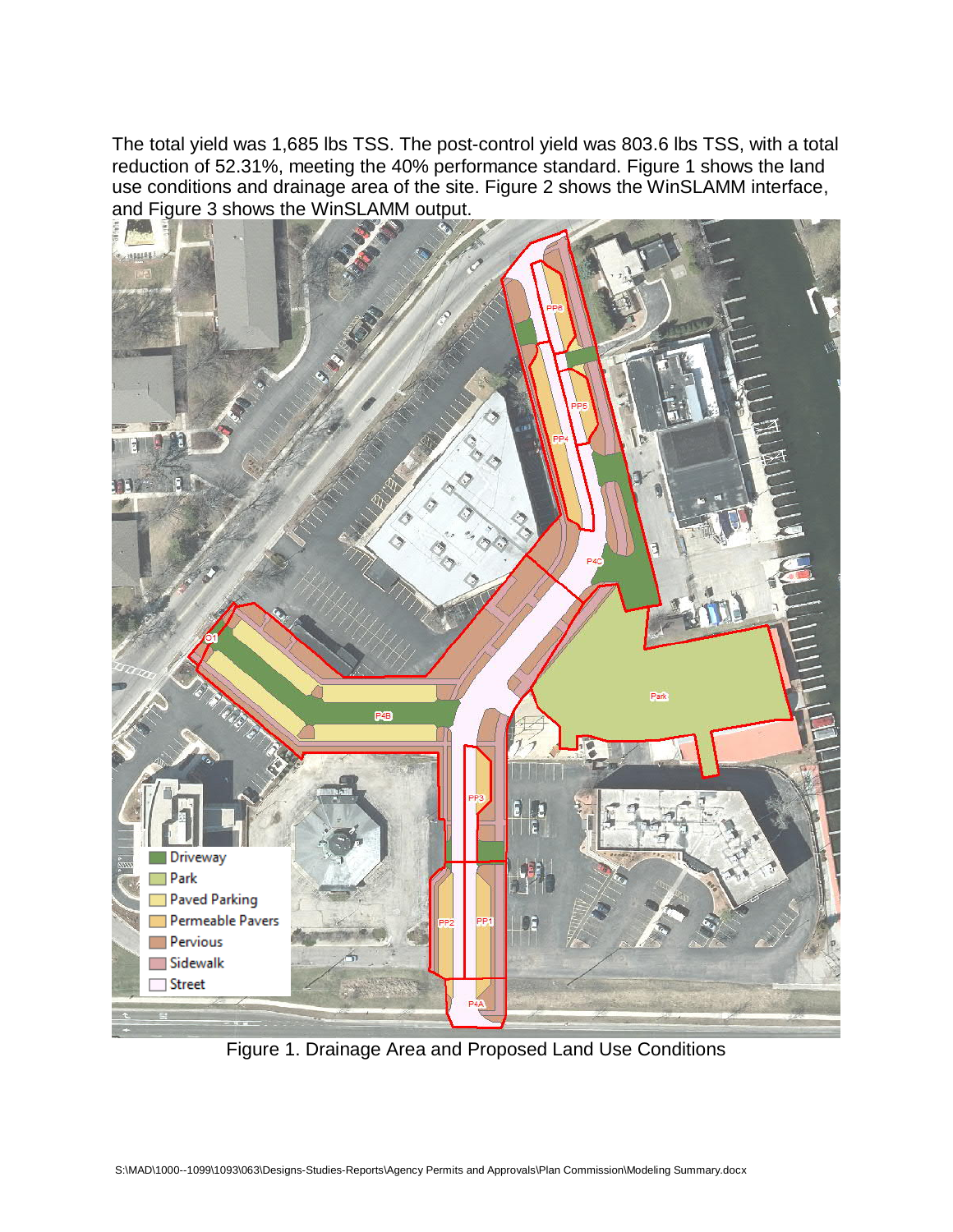The total yield was 1,685 lbs TSS. The post-control yield was 803.6 lbs TSS, with a total reduction of 52.31%, meeting the 40% performance standard. Figure 1 shows the land use conditions and drainage area of the site. Figure 2 shows the WinSLAMM interface, and Figure 3 shows the WinSLAMM output.

Figure 1. Drainage Area and Proposed Land Use Conditions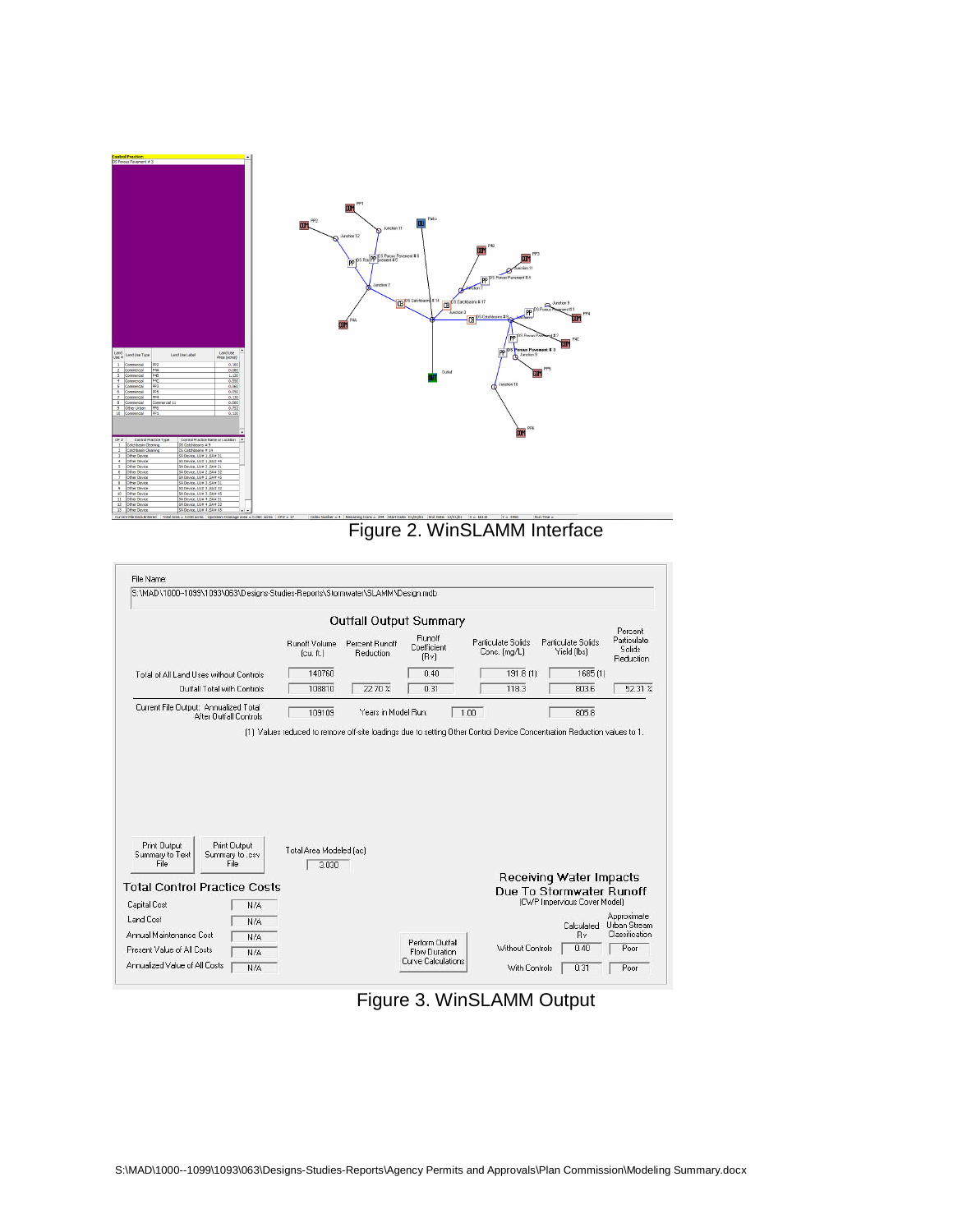Figure 2. WinSLAMM Interface

File Name:

S:\MAD\1000--1099\1093\063\Designs-Studies-Reports\Stormwater\SLAMM\Design.mdb

Outfall Output Summary

| | Runoff Volume (cu. ft.) | Percent Runoff Reduction | Runoff Coefficient (Rv) | Particulate Solids Conc. (mg/L) | Particulate Solids Yield (lbs) | Percent Particulate Solids Reduction |
|---|---|---|---|---|---|---|
| Total of All Land Uses without Controls | 140760 | | 0.40 | 191.8 (1) | 1685 (1) | |
| Outfall Total with Controls | 108810 | 22.70 % | 0.31 | 118.3 | 803.6 | 52.31 % |
| Current File Output: Annualized Total After Outfall Controls | 109109 | Years in Model Run: 1.00 | | | 805.8 | |

(1) Values reduced to remove off-site loadings due to setting Other Control Device Concentration Reduction values to 1.

Print Output Summary to Text File

Print Output Summary to .csv File

Total Area Modeled (ac) 3.030

Total Control Practice Costs

| | |
|---|---|
| Capital Cost | N/A |
| Land Cost | N/A |
| Annual Maintenance Cost | N/A |
| Present Value of All Costs | N/A |
| Annualized Value of All Costs | N/A |

Perform Outfall Flow Duration Curve Calculations

Receiving Water Impacts Due To Stormwater Runoff

(CWP Impervious Cover Model)

| | Calculated Rv | Approximate Urban Stream Classification |
|---|---|---|
| Without Controls | 0.40 | Poor |
| With Controls | 0.31 | Poor |

Figure 3. WinSLAMM Output